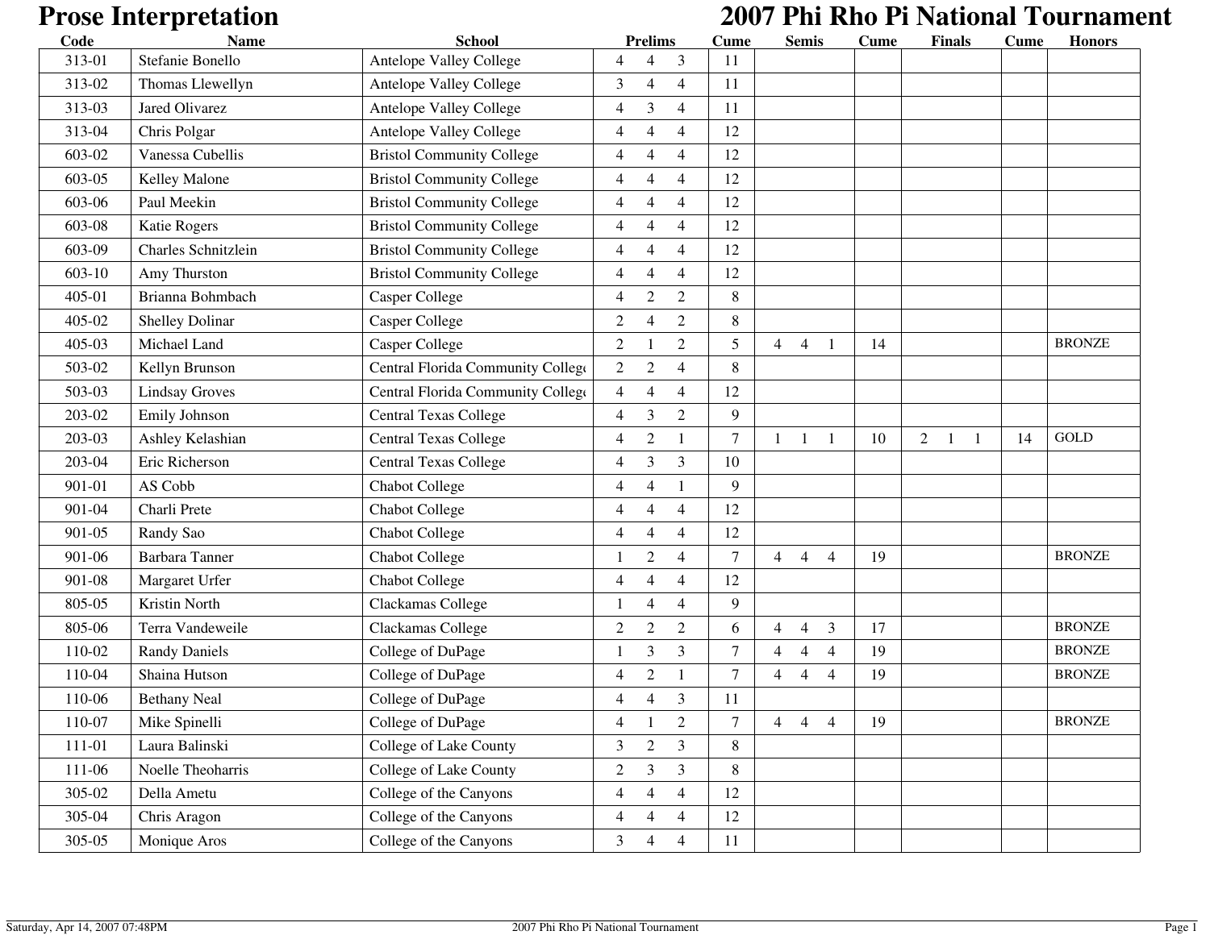# Prose Interpretation

## 2007 Phi Rho Pi National Tournament

| Code | Name | School | Prelims | Cume | Semis | Cume | Finals | Cume | Honors |
|---|---|---|---|---|---|---|---|---|---|
| 313-01 | Stefanie Bonello | Antelope Valley College | 4 4 3 | 11 | | | | | |
| 313-02 | Thomas Llewellyn | Antelope Valley College | 3 4 4 | 11 | | | | | |
| 313-03 | Jared Olivarez | Antelope Valley College | 4 3 4 | 11 | | | | | |
| 313-04 | Chris Polgar | Antelope Valley College | 4 4 4 | 12 | | | | | |
| 603-02 | Vanessa Cubellis | Bristol Community College | 4 4 4 | 12 | | | | | |
| 603-05 | Kelley Malone | Bristol Community College | 4 4 4 | 12 | | | | | |
| 603-06 | Paul Meekin | Bristol Community College | 4 4 4 | 12 | | | | | |
| 603-08 | Katie Rogers | Bristol Community College | 4 4 4 | 12 | | | | | |
| 603-09 | Charles Schnitzlein | Bristol Community College | 4 4 4 | 12 | | | | | |
| 603-10 | Amy Thurston | Bristol Community College | 4 4 4 | 12 | | | | | |
| 405-01 | Brianna Bohmbach | Casper College | 4 2 2 | 8 | | | | | |
| 405-02 | Shelley Dolinar | Casper College | 2 4 2 | 8 | | | | | |
| 405-03 | Michael Land | Casper College | 2 1 2 | 5 | 4 4 1 | 14 | | | BRONZE |
| 503-02 | Kellyn Brunson | Central Florida Community College | 2 2 4 | 8 | | | | | |
| 503-03 | Lindsay Groves | Central Florida Community College | 4 4 4 | 12 | | | | | |
| 203-02 | Emily Johnson | Central Texas College | 4 3 2 | 9 | | | | | |
| 203-03 | Ashley Kelashian | Central Texas College | 4 2 1 | 7 | 1 1 1 | 10 | 2 1 1 | 14 | GOLD |
| 203-04 | Eric Richerson | Central Texas College | 4 3 3 | 10 | | | | | |
| 901-01 | AS Cobb | Chabot College | 4 4 1 | 9 | | | | | |
| 901-04 | Charli Prete | Chabot College | 4 4 4 | 12 | | | | | |
| 901-05 | Randy Sao | Chabot College | 4 4 4 | 12 | | | | | |
| 901-06 | Barbara Tanner | Chabot College | 1 2 4 | 7 | 4 4 4 | 19 | | | BRONZE |
| 901-08 | Margaret Urfer | Chabot College | 4 4 4 | 12 | | | | | |
| 805-05 | Kristin North | Clackamas College | 1 4 4 | 9 | | | | | |
| 805-06 | Terra Vandeweile | Clackamas College | 2 2 2 | 6 | 4 4 3 | 17 | | | BRONZE |
| 110-02 | Randy Daniels | College of DuPage | 1 3 3 | 7 | 4 4 4 | 19 | | | BRONZE |
| 110-04 | Shaina Hutson | College of DuPage | 4 2 1 | 7 | 4 4 4 | 19 | | | BRONZE |
| 110-06 | Bethany Neal | College of DuPage | 4 4 3 | 11 | | | | | |
| 110-07 | Mike Spinelli | College of DuPage | 4 1 2 | 7 | 4 4 4 | 19 | | | BRONZE |
| 111-01 | Laura Balinski | College of Lake County | 3 2 3 | 8 | | | | | |
| 111-06 | Noelle Theoharris | College of Lake County | 2 3 3 | 8 | | | | | |
| 305-02 | Della Ametu | College of the Canyons | 4 4 4 | 12 | | | | | |
| 305-04 | Chris Aragon | College of the Canyons | 4 4 4 | 12 | | | | | |
| 305-05 | Monique Aros | College of the Canyons | 3 4 4 | 11 | | | | | |

Saturday, Apr 14, 2007 07:48PM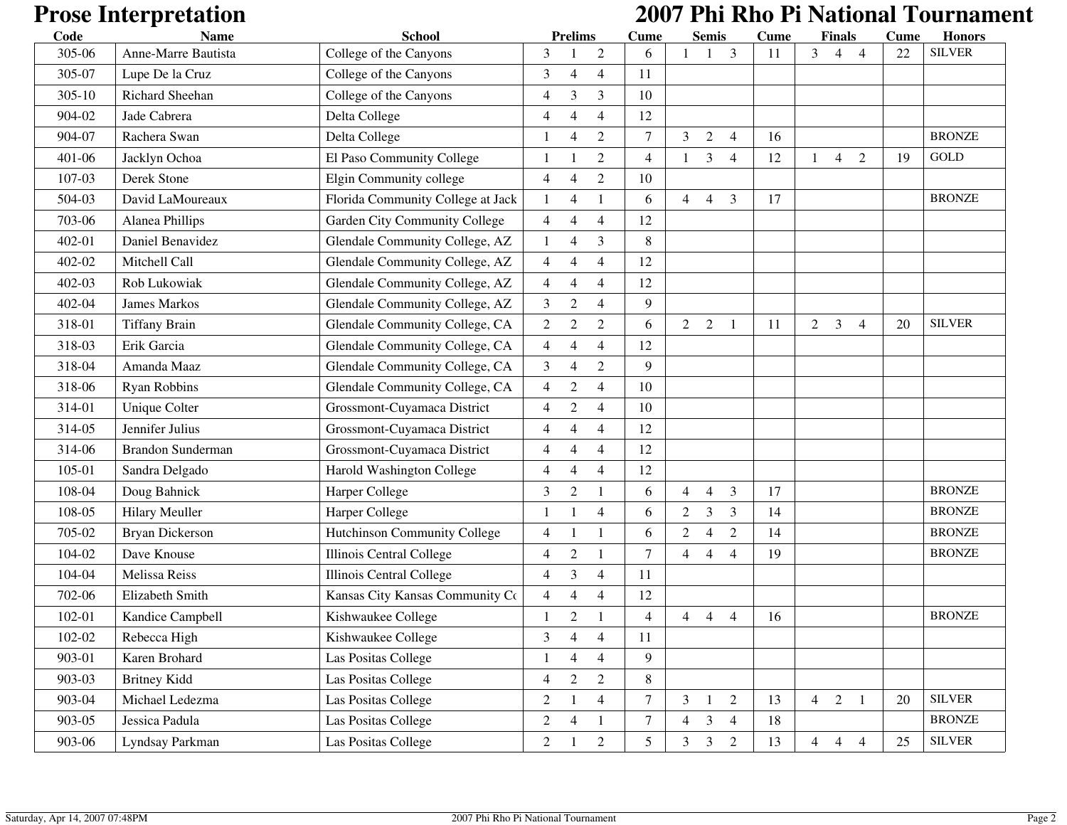# Prose Interpretation

## 2007 Phi Rho Pi National Tournament

| Code | Name | School | Prelims | | | Cume | Semis | | | Cume | Finals | | | Cume | Honors |
|---|---|---|---|---|---|---|---|---|---|---|---|---|---|---|---|
| 305-06 | Anne-Marre Bautista | College of the Canyons | 3 | 1 | 2 | 6 | 1 | 1 | 3 | 11 | 3 | 4 | 4 | 22 | SILVER |
| 305-07 | Lupe De la Cruz | College of the Canyons | 3 | 4 | 4 | 11 | | | | | | | | | |
| 305-10 | Richard Sheehan | College of the Canyons | 4 | 3 | 3 | 10 | | | | | | | | | |
| 904-02 | Jade Cabrera | Delta College | 4 | 4 | 4 | 12 | | | | | | | | | |
| 904-07 | Rachera Swan | Delta College | 1 | 4 | 2 | 7 | 3 | 2 | 4 | 16 | | | | | BRONZE |
| 401-06 | Jacklyn Ochoa | El Paso Community College | 1 | 1 | 2 | 4 | 1 | 3 | 4 | 12 | 1 | 4 | 2 | 19 | GOLD |
| 107-03 | Derek Stone | Elgin Community college | 4 | 4 | 2 | 10 | | | | | | | | | |
| 504-03 | David LaMoureaux | Florida Community College at Jack | 1 | 4 | 1 | 6 | 4 | 4 | 3 | 17 | | | | | BRONZE |
| 703-06 | Alanea Phillips | Garden City Community College | 4 | 4 | 4 | 12 | | | | | | | | | |
| 402-01 | Daniel Benavidez | Glendale Community College, AZ | 1 | 4 | 3 | 8 | | | | | | | | | |
| 402-02 | Mitchell Call | Glendale Community College, AZ | 4 | 4 | 4 | 12 | | | | | | | | | |
| 402-03 | Rob Lukowiak | Glendale Community College, AZ | 4 | 4 | 4 | 12 | | | | | | | | | |
| 402-04 | James Markos | Glendale Community College, AZ | 3 | 2 | 4 | 9 | | | | | | | | | |
| 318-01 | Tiffany Brain | Glendale Community College, CA | 2 | 2 | 2 | 6 | 2 | 2 | 1 | 11 | 2 | 3 | 4 | 20 | SILVER |
| 318-03 | Erik Garcia | Glendale Community College, CA | 4 | 4 | 4 | 12 | | | | | | | | | |
| 318-04 | Amanda Maaz | Glendale Community College, CA | 3 | 4 | 2 | 9 | | | | | | | | | |
| 318-06 | Ryan Robbins | Glendale Community College, CA | 4 | 2 | 4 | 10 | | | | | | | | | |
| 314-01 | Unique Colter | Grossmont-Cuyamaca District | 4 | 2 | 4 | 10 | | | | | | | | | |
| 314-05 | Jennifer Julius | Grossmont-Cuyamaca District | 4 | 4 | 4 | 12 | | | | | | | | | |
| 314-06 | Brandon Sunderman | Grossmont-Cuyamaca District | 4 | 4 | 4 | 12 | | | | | | | | | |
| 105-01 | Sandra Delgado | Harold Washington College | 4 | 4 | 4 | 12 | | | | | | | | | |
| 108-04 | Doug Bahnick | Harper College | 3 | 2 | 1 | 6 | 4 | 4 | 3 | 17 | | | | | BRONZE |
| 108-05 | Hilary Meuller | Harper College | 1 | 1 | 4 | 6 | 2 | 3 | 3 | 14 | | | | | BRONZE |
| 705-02 | Bryan Dickerson | Hutchinson Community College | 4 | 1 | 1 | 6 | 2 | 4 | 2 | 14 | | | | | BRONZE |
| 104-02 | Dave Knouse | Illinois Central College | 4 | 2 | 1 | 7 | 4 | 4 | 4 | 19 | | | | | BRONZE |
| 104-04 | Melissa Reiss | Illinois Central College | 4 | 3 | 4 | 11 | | | | | | | | | |
| 702-06 | Elizabeth Smith | Kansas City Kansas Community Co | 4 | 4 | 4 | 12 | | | | | | | | | |
| 102-01 | Kandice Campbell | Kishwaukee College | 1 | 2 | 1 | 4 | 4 | 4 | 4 | 16 | | | | | BRONZE |
| 102-02 | Rebecca High | Kishwaukee College | 3 | 4 | 4 | 11 | | | | | | | | | |
| 903-01 | Karen Brohard | Las Positas College | 1 | 4 | 4 | 9 | | | | | | | | | |
| 903-03 | Britney Kidd | Las Positas College | 4 | 2 | 2 | 8 | | | | | | | | | |
| 903-04 | Michael Ledezma | Las Positas College | 2 | 1 | 4 | 7 | 3 | 1 | 2 | 13 | 4 | 2 | 1 | 20 | SILVER |
| 903-05 | Jessica Padula | Las Positas College | 2 | 4 | 1 | 7 | 4 | 3 | 4 | 18 | | | | | BRONZE |
| 903-06 | Lyndsay Parkman | Las Positas College | 2 | 1 | 2 | 5 | 3 | 3 | 2 | 13 | 4 | 4 | 4 | 25 | SILVER |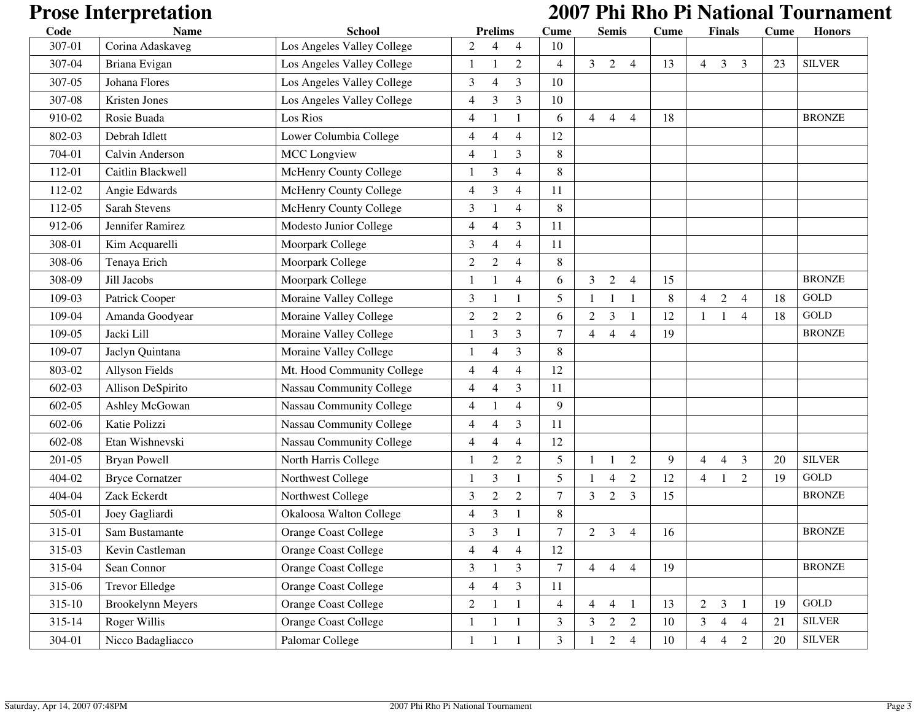# Prose Interpretation

## 2007 Phi Rho Pi National Tournament

| Code | Name | School | Prelims | | | Cume | Semis | | | Cume | Finals | | | Cume | Honors |
|---|---|---|---|---|---|---|---|---|---|---|---|---|---|---|---|
| 307-01 | Corina Adaskaveg | Los Angeles Valley College | 2 | 4 | 4 | 10 | | | | | | | | | |
| 307-04 | Briana Evigan | Los Angeles Valley College | 1 | 1 | 2 | 4 | 3 | 2 | 4 | 13 | 4 | 3 | 3 | 23 | SILVER |
| 307-05 | Johana Flores | Los Angeles Valley College | 3 | 4 | 3 | 10 | | | | | | | | | |
| 307-08 | Kristen Jones | Los Angeles Valley College | 4 | 3 | 3 | 10 | | | | | | | | | |
| 910-02 | Rosie Buada | Los Rios | 4 | 1 | 1 | 6 | 4 | 4 | 4 | 18 | | | | | BRONZE |
| 802-03 | Debrah Idlett | Lower Columbia College | 4 | 4 | 4 | 12 | | | | | | | | | |
| 704-01 | Calvin Anderson | MCC Longview | 4 | 1 | 3 | 8 | | | | | | | | | |
| 112-01 | Caitlin Blackwell | McHenry County College | 1 | 3 | 4 | 8 | | | | | | | | | |
| 112-02 | Angie Edwards | McHenry County College | 4 | 3 | 4 | 11 | | | | | | | | | |
| 112-05 | Sarah Stevens | McHenry County College | 3 | 1 | 4 | 8 | | | | | | | | | |
| 912-06 | Jennifer Ramirez | Modesto Junior College | 4 | 4 | 3 | 11 | | | | | | | | | |
| 308-01 | Kim Acquarelli | Moorpark College | 3 | 4 | 4 | 11 | | | | | | | | | |
| 308-06 | Tenaya Erich | Moorpark College | 2 | 2 | 4 | 8 | | | | | | | | | |
| 308-09 | Jill Jacobs | Moorpark College | 1 | 1 | 4 | 6 | 3 | 2 | 4 | 15 | | | | | BRONZE |
| 109-03 | Patrick Cooper | Moraine Valley College | 3 | 1 | 1 | 5 | 1 | 1 | 1 | 8 | 4 | 2 | 4 | 18 | GOLD |
| 109-04 | Amanda Goodyear | Moraine Valley College | 2 | 2 | 2 | 6 | 2 | 3 | 1 | 12 | 1 | 1 | 4 | 18 | GOLD |
| 109-05 | Jacki Lill | Moraine Valley College | 1 | 3 | 3 | 7 | 4 | 4 | 4 | 19 | | | | | BRONZE |
| 109-07 | Jaclyn Quintana | Moraine Valley College | 1 | 4 | 3 | 8 | | | | | | | | | |
| 803-02 | Allyson Fields | Mt. Hood Community College | 4 | 4 | 4 | 12 | | | | | | | | | |
| 602-03 | Allison DeSpirito | Nassau Community College | 4 | 4 | 3 | 11 | | | | | | | | | |
| 602-05 | Ashley McGowan | Nassau Community College | 4 | 1 | 4 | 9 | | | | | | | | | |
| 602-06 | Katie Polizzi | Nassau Community College | 4 | 4 | 3 | 11 | | | | | | | | | |
| 602-08 | Etan Wishnevski | Nassau Community College | 4 | 4 | 4 | 12 | | | | | | | | | |
| 201-05 | Bryan Powell | North Harris College | 1 | 2 | 2 | 5 | 1 | 1 | 2 | 9 | 4 | 4 | 3 | 20 | SILVER |
| 404-02 | Bryce Cornatzer | Northwest College | 1 | 3 | 1 | 5 | 1 | 4 | 2 | 12 | 4 | 1 | 2 | 19 | GOLD |
| 404-04 | Zack Eckerdt | Northwest College | 3 | 2 | 2 | 7 | 3 | 2 | 3 | 15 | | | | | BRONZE |
| 505-01 | Joey Gagliardi | Okaloosa Walton College | 4 | 3 | 1 | 8 | | | | | | | | | |
| 315-01 | Sam Bustamante | Orange Coast College | 3 | 3 | 1 | 7 | 2 | 3 | 4 | 16 | | | | | BRONZE |
| 315-03 | Kevin Castleman | Orange Coast College | 4 | 4 | 4 | 12 | | | | | | | | | |
| 315-04 | Sean Connor | Orange Coast College | 3 | 1 | 3 | 7 | 4 | 4 | 4 | 19 | | | | | BRONZE |
| 315-06 | Trevor Elledge | Orange Coast College | 4 | 4 | 3 | 11 | | | | | | | | | |
| 315-10 | Brookelynn Meyers | Orange Coast College | 2 | 1 | 1 | 4 | 4 | 4 | 1 | 13 | 2 | 3 | 1 | 19 | GOLD |
| 315-14 | Roger Willis | Orange Coast College | 1 | 1 | 1 | 3 | 3 | 2 | 2 | 10 | 3 | 4 | 4 | 21 | SILVER |
| 304-01 | Nicco Badagliacco | Palomar College | 1 | 1 | 1 | 3 | 1 | 2 | 4 | 10 | 4 | 4 | 2 | 20 | SILVER |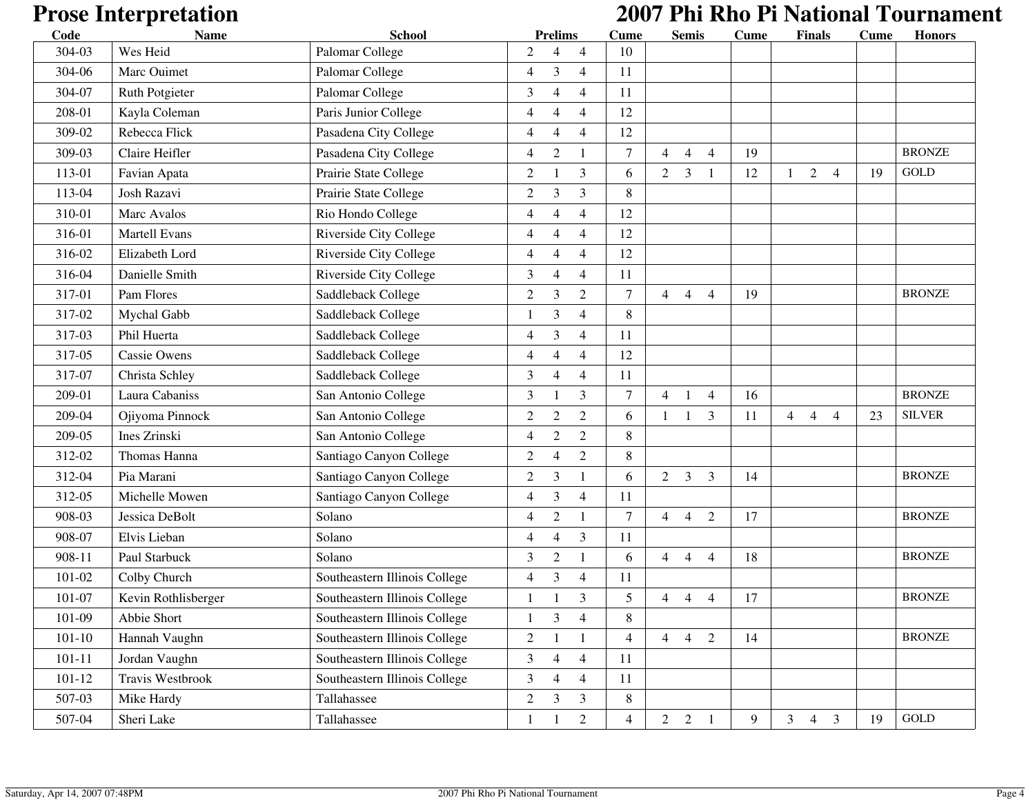# Prose Interpretation

# 2007 Phi Rho Pi National Tournament

| Code | Name | School | Prelims | Cume | Semis | Cume | Finals | Cume | Honors |
|---|---|---|---|---|---|---|---|---|---|
| 304-03 | Wes Heid | Palomar College | 2 4 4 | 10 | | | | | |
| 304-06 | Marc Ouimet | Palomar College | 4 3 4 | 11 | | | | | |
| 304-07 | Ruth Potgieter | Palomar College | 3 4 4 | 11 | | | | | |
| 208-01 | Kayla Coleman | Paris Junior College | 4 4 4 | 12 | | | | | |
| 309-02 | Rebecca Flick | Pasadena City College | 4 4 4 | 12 | | | | | |
| 309-03 | Claire Heifler | Pasadena City College | 4 2 1 | 7 | 4 4 4 | 19 | | | BRONZE |
| 113-01 | Favian Apata | Prairie State College | 2 1 3 | 6 | 2 3 1 | 12 | 1 2 4 | 19 | GOLD |
| 113-04 | Josh Razavi | Prairie State College | 2 3 3 | 8 | | | | | |
| 310-01 | Marc Avalos | Rio Hondo College | 4 4 4 | 12 | | | | | |
| 316-01 | Martell Evans | Riverside City College | 4 4 4 | 12 | | | | | |
| 316-02 | Elizabeth Lord | Riverside City College | 4 4 4 | 12 | | | | | |
| 316-04 | Danielle Smith | Riverside City College | 3 4 4 | 11 | | | | | |
| 317-01 | Pam Flores | Saddleback College | 2 3 2 | 7 | 4 4 4 | 19 | | | BRONZE |
| 317-02 | Mychal Gabb | Saddleback College | 1 3 4 | 8 | | | | | |
| 317-03 | Phil Huerta | Saddleback College | 4 3 4 | 11 | | | | | |
| 317-05 | Cassie Owens | Saddleback College | 4 4 4 | 12 | | | | | |
| 317-07 | Christa Schley | Saddleback College | 3 4 4 | 11 | | | | | |
| 209-01 | Laura Cabaniss | San Antonio College | 3 1 3 | 7 | 4 1 4 | 16 | | | BRONZE |
| 209-04 | Ojiyoma Pinnock | San Antonio College | 2 2 2 | 6 | 1 1 3 | 11 | 4 4 4 | 23 | SILVER |
| 209-05 | Ines Zrinski | San Antonio College | 4 2 2 | 8 | | | | | |
| 312-02 | Thomas Hanna | Santiago Canyon College | 2 4 2 | 8 | | | | | |
| 312-04 | Pia Marani | Santiago Canyon College | 2 3 1 | 6 | 2 3 3 | 14 | | | BRONZE |
| 312-05 | Michelle Mowen | Santiago Canyon College | 4 3 4 | 11 | | | | | |
| 908-03 | Jessica DeBolt | Solano | 4 2 1 | 7 | 4 4 2 | 17 | | | BRONZE |
| 908-07 | Elvis Lieban | Solano | 4 4 3 | 11 | | | | | |
| 908-11 | Paul Starbuck | Solano | 3 2 1 | 6 | 4 4 4 | 18 | | | BRONZE |
| 101-02 | Colby Church | Southeastern Illinois College | 4 3 4 | 11 | | | | | |
| 101-07 | Kevin Rothlisberger | Southeastern Illinois College | 1 1 3 | 5 | 4 4 4 | 17 | | | BRONZE |
| 101-09 | Abbie Short | Southeastern Illinois College | 1 3 4 | 8 | | | | | |
| 101-10 | Hannah Vaughn | Southeastern Illinois College | 2 1 1 | 4 | 4 4 2 | 14 | | | BRONZE |
| 101-11 | Jordan Vaughn | Southeastern Illinois College | 3 4 4 | 11 | | | | | |
| 101-12 | Travis Westbrook | Southeastern Illinois College | 3 4 4 | 11 | | | | | |
| 507-03 | Mike Hardy | Tallahassee | 2 3 3 | 8 | | | | | |
| 507-04 | Sheri Lake | Tallahassee | 1 1 2 | 4 | 2 2 1 | 9 | 3 4 3 | 19 | GOLD |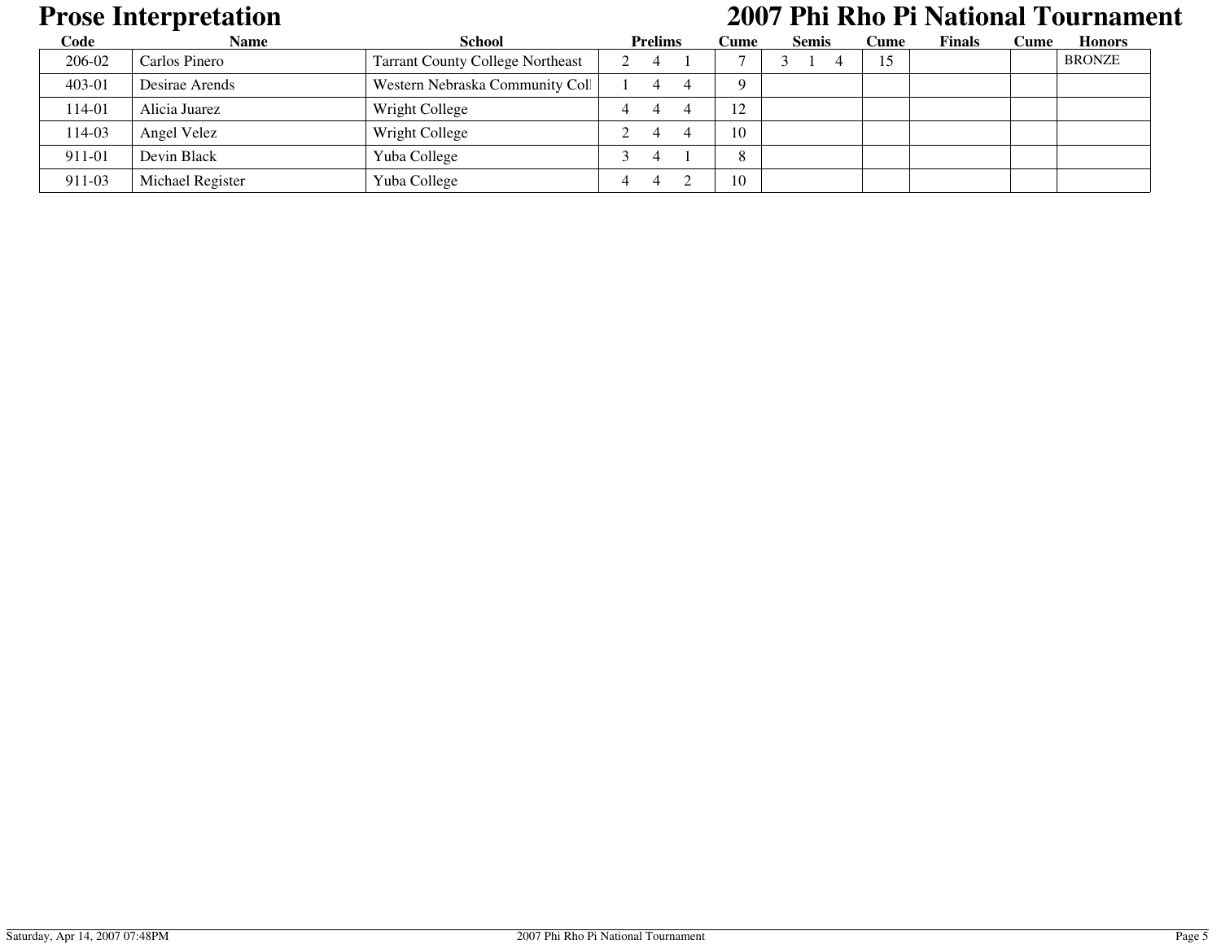# Prose Interpretation

# 2007 Phi Rho Pi National Tournament

| Code | Name | School | Prelims | Cume | Semis | Cume | Finals | Cume | Honors |
|---|---|---|---|---|---|---|---|---|---|
| 206-02 | Carlos Pinero | Tarrant County College Northeast | 2 4 1 | 7 | 3 1 4 | 15 | | | BRONZE |
| 403-01 | Desirae Arends | Western Nebraska Community Coll | 1 4 4 | 9 | | | | | |
| 114-01 | Alicia Juarez | Wright College | 4 4 4 | 12 | | | | | |
| 114-03 | Angel Velez | Wright College | 2 4 4 | 10 | | | | | |
| 911-01 | Devin Black | Yuba College | 3 4 1 | 8 | | | | | |
| 911-03 | Michael Register | Yuba College | 4 4 2 | 10 | | | | | |